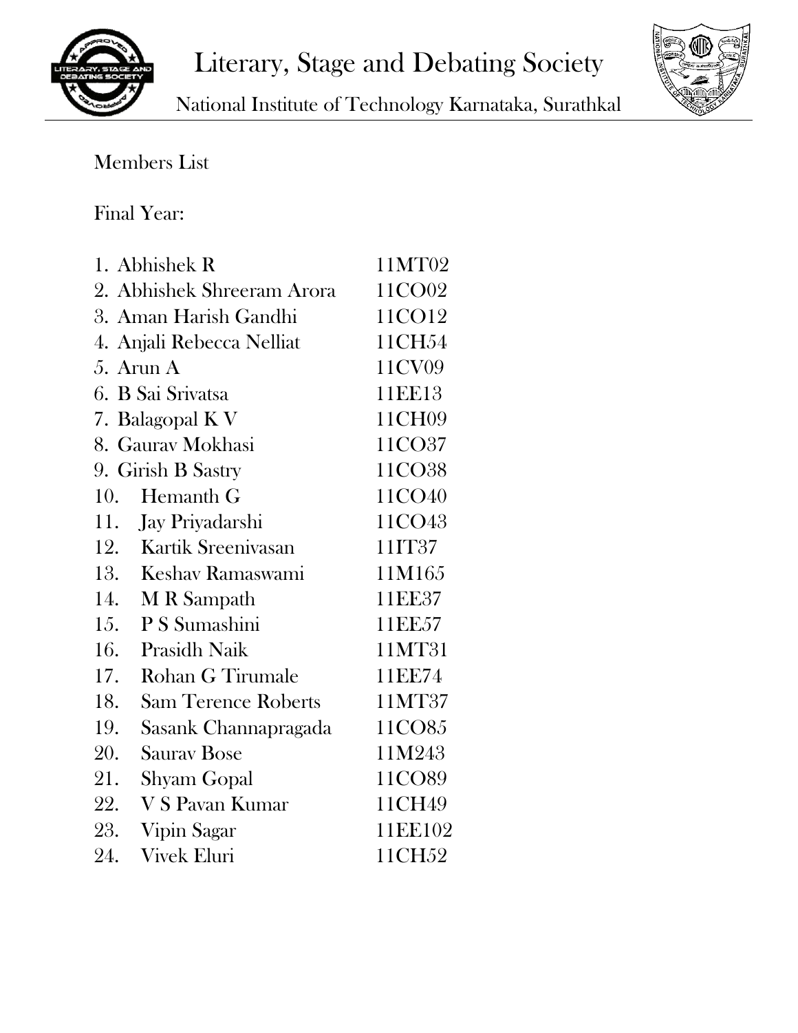# Literary, Stage and Debating Society

National Institute of Technology Karnataka, Surathkal

Members List

Final Year:

1. Abhishek R 11MT02
2. Abhishek Shreeram Arora 11CO02
3. Aman Harish Gandhi 11CO12
4. Anjali Rebecca Nelliat 11CH54
5. Arun A 11CV09
6. B Sai Srivatsa 11EE13
7. Balagopal K V 11CH09
8. Gaurav Mokhasi 11CO37
9. Girish B Sastry 11CO38
10. Hemanth G 11CO40
11. Jay Priyadarshi 11CO43
12. Kartik Sreenivasan 11IT37
13. Keshav Ramaswami 11M165
14. M R Sampath 11EE37
15. P S Sumashini 11EE57
16. Prasidh Naik 11MT31
17. Rohan G Tirumale 11EE74
18. Sam Terence Roberts 11MT37
19. Sasank Channapragada 11CO85
20. Saurav Bose 11M243
21. Shyam Gopal 11CO89
22. V S Pavan Kumar 11CH49
23. Vipin Sagar 11EE102
24. Vivek Eluri 11CH52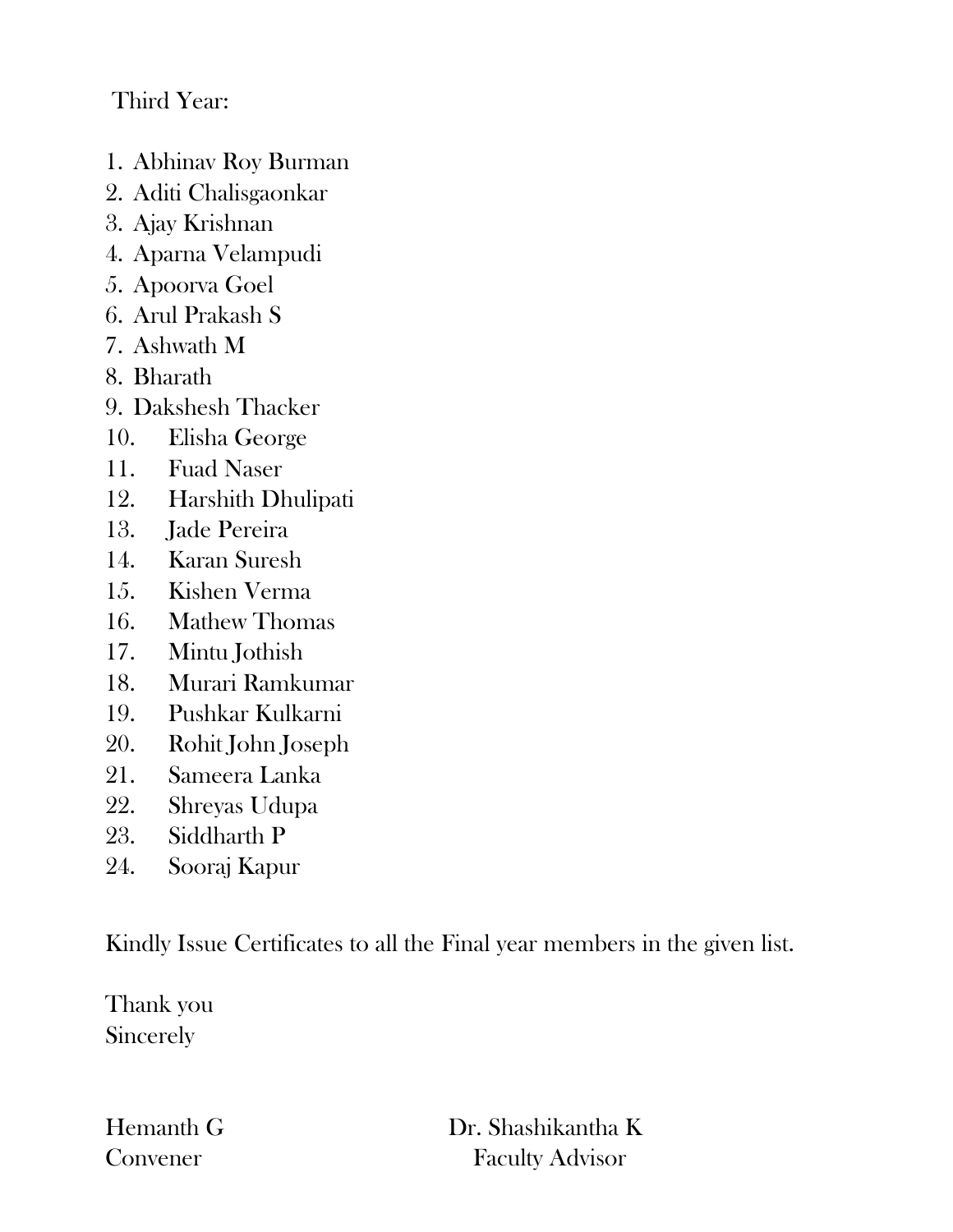Third Year:

1. Abhinav Roy Burman
2. Aditi Chalisgaonkar
3. Ajay Krishnan
4. Aparna Velampudi
5. Apoorva Goel
6. Arul Prakash S
7. Ashwath M
8. Bharath
9. Dakshesh Thacker
10. Elisha George
11. Fuad Naser
12. Harshith Dhulipati
13. Jade Pereira
14. Karan Suresh
15. Kishen Verma
16. Mathew Thomas
17. Mintu Jothish
18. Murari Ramkumar
19. Pushkar Kulkarni
20. Rohit John Joseph
21. Sameera Lanka
22. Shreyas Udupa
23. Siddharth P
24. Sooraj Kapur

Kindly Issue Certificates to all the Final year members in the given list.

Thank you
Sincerely

Hemanth G
Convener

Dr. Shashikantha K
Faculty Advisor